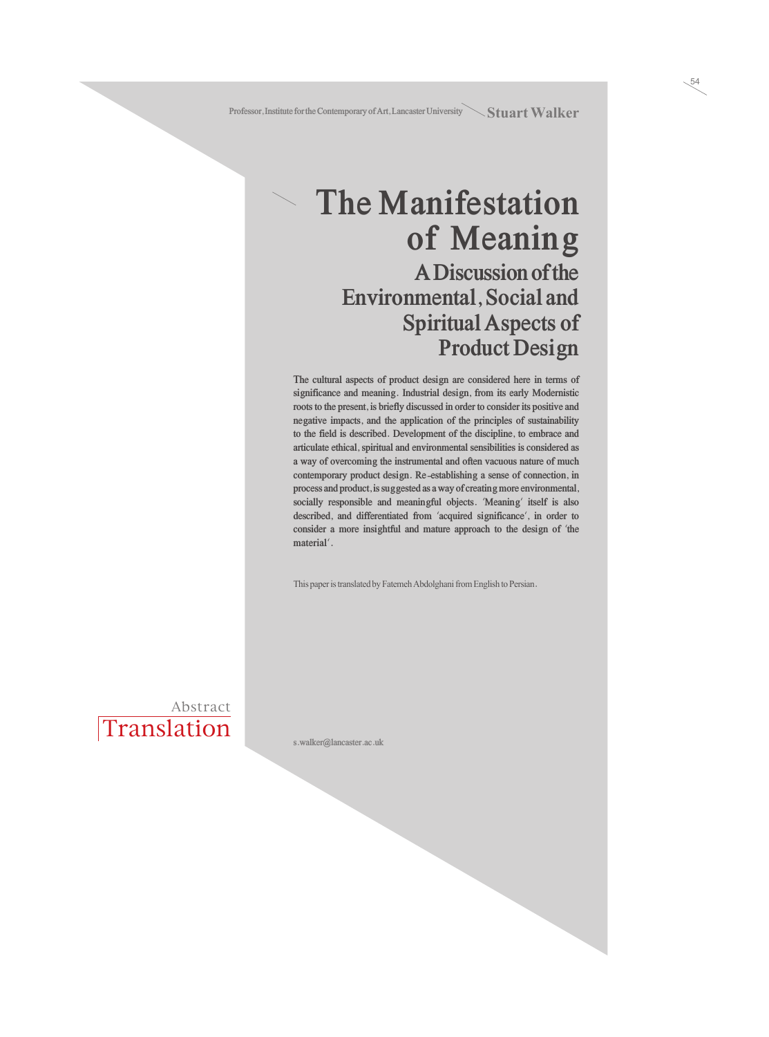Professor, Institute for the Contemporary of Art, Lancaster University **Stuart Walker**

# The Manifestation of Meaning

## A Discussion of the Environmental, Social and Spiritual Aspects of Product Design

The cultural aspects of product design are considered here in terms of significance and meaning. Industrial design, from its early Modernistic roots to the present, is briefly discussed in order to consider its positive and negative impacts, and the application of the principles of sustainability to the field is described. Development of the discipline, to embrace and articulate ethical, spiritual and environmental sensibilities is considered as a way of overcoming the instrumental and often vacuous nature of much contemporary product design. Re-establishing a sense of connection, in process and product, is suggested as a way of creating more environmental, socially responsible and meaningful objects. 'Meaning' itself is also described, and differentiated from 'acquired significance', in order to consider a more insightful and mature approach to the design of 'the material'.

This paper is translated by Fatemeh Abdolghani from English to Persian.

Abstract Translation

s.walker@lancaster.ac.uk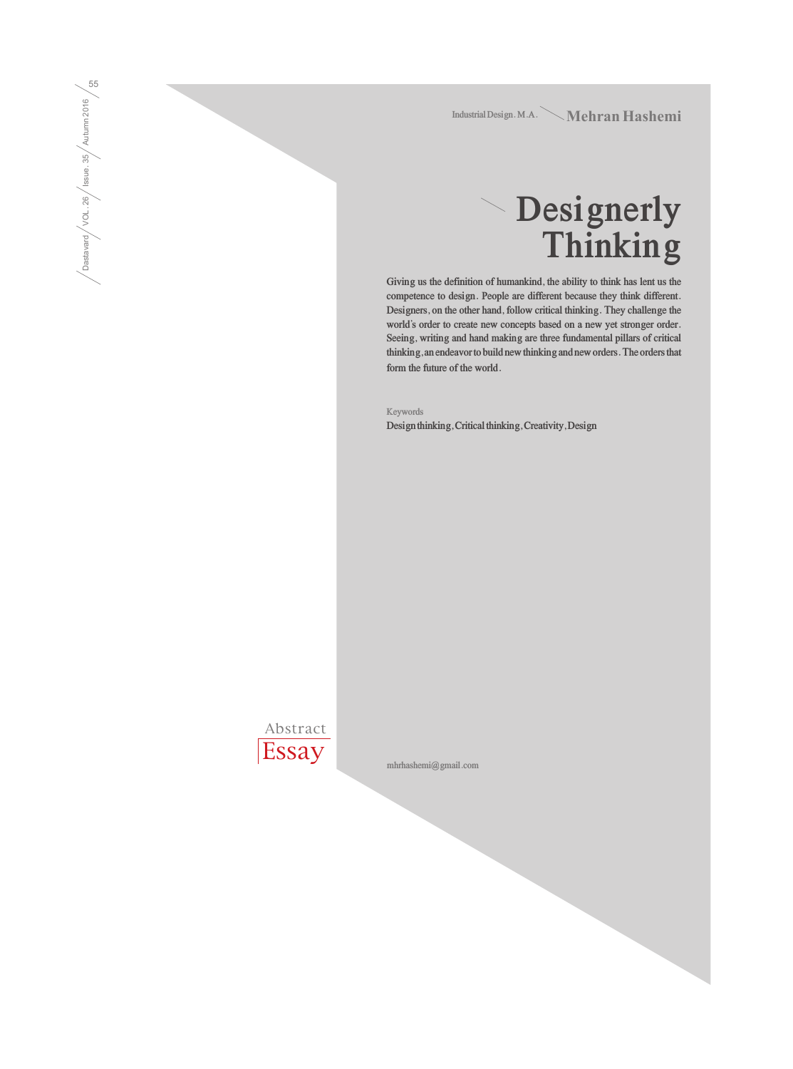Industrial Design. M.A. **Mehran Hashemi**

# Designerly Thinking

Giving us the definition of humankind, the ability to think has lent us the competence to design. People are different because they think different. Designers, on the other hand, follow critical thinking. They challenge the world's order to create new concepts based on a new yet stronger order. Seeing, writing and hand making are three fundamental pillars of critical thinking, an endeavor to build new thinking and new orders. The orders that form the future of the world.

Keywords

Design thinking, Critical thinking, Creativity, Design

Abstract

Essay

mhrhashemi@gmail.com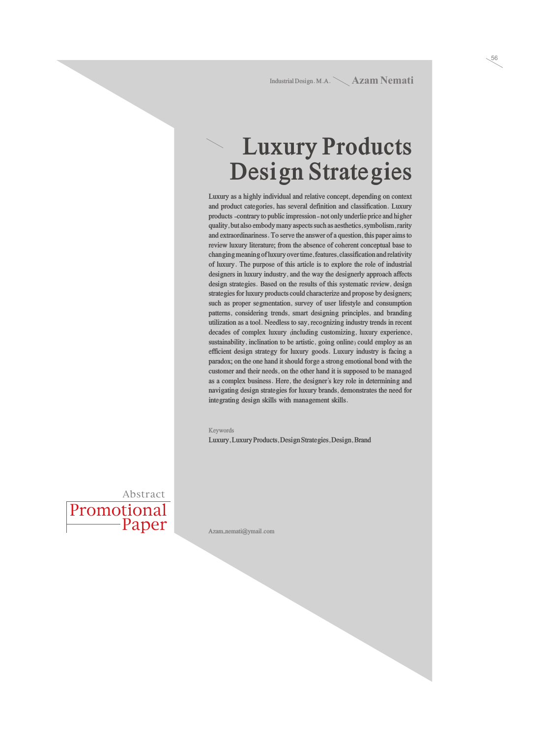Industrial Design. M.A. **Azam Nemati**

# Luxury Products Design Strategies

Luxury as a highly individual and relative concept, depending on context and product categories, has several definition and classification. Luxury products -contrary to public impression- not only underlie price and higher quality, but also embody many aspects such as aesthetics, symbolism, rarity and extraordinariness. To serve the answer of a question, this paper aims to review luxury literature; from the absence of coherent conceptual base to changing meaning of luxury over time, features, classification and relativity of luxury. The purpose of this article is to explore the role of industrial designers in luxury industry, and the way the designerly approach affects design strategies. Based on the results of this systematic review, design strategies for luxury products could characterize and propose by designers; such as proper segmentation, survey of user lifestyle and consumption patterns, considering trends, smart designing principles, and branding utilization as a tool. Needless to say, recognizing industry trends in recent decades of complex luxury (including customizing, luxury experience, sustainability, inclination to be artistic, going online) could employ as an efficient design strategy for luxury goods. Luxury industry is facing a paradox; on the one hand it should forge a strong emotional bond with the customer and their needs, on the other hand it is supposed to be managed as a complex business. Here, the designer's key role in determining and navigating design strategies for luxury brands, demonstrates the need for integrating design skills with management skills.

Keywords

Luxury, Luxury Products, Design Strategies, Design, Brand

Abstract

Promotional Paper

Azam_nemati@ymail.com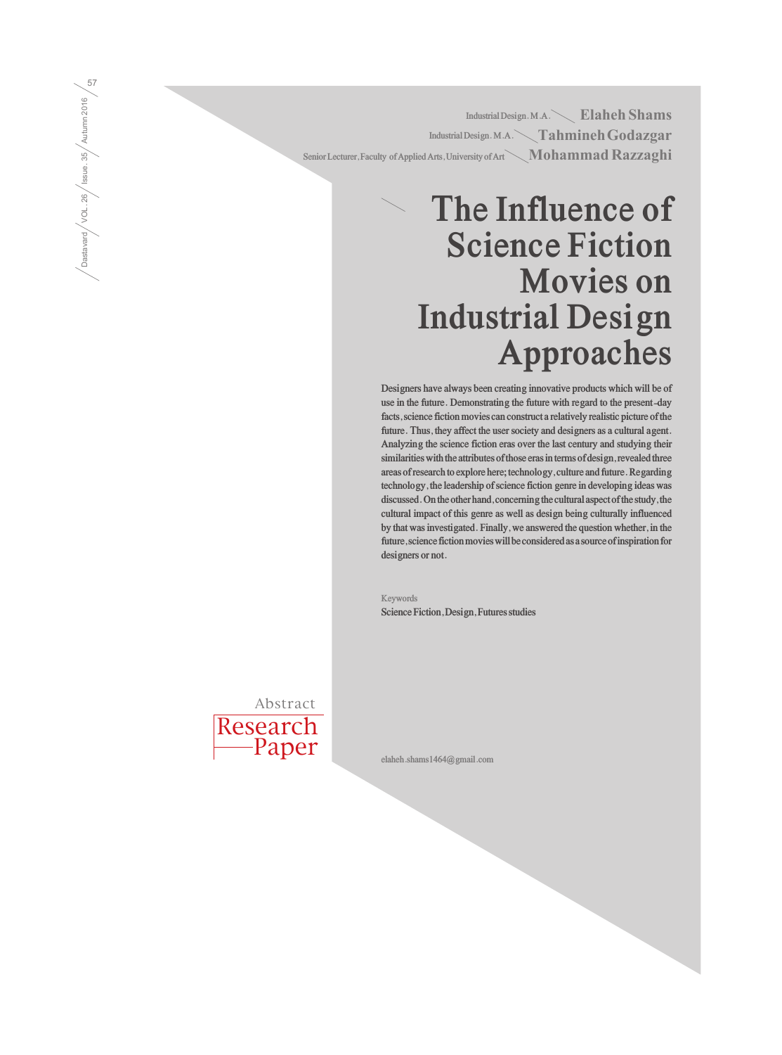Industrial Design. M.A. **Elaheh Shams**

Industrial Design. M.A. **Tahmineh Godazgar**

Senior Lecturer, Faculty of Applied Arts, University of Art **Mohammad Razzaghi**

# The Influence of Science Fiction Movies on Industrial Design Approaches

Designers have always been creating innovative products which will be of use in the future. Demonstrating the future with regard to the present-day facts, science fiction movies can construct a relatively realistic picture of the future. Thus, they affect the user society and designers as a cultural agent. Analyzing the science fiction eras over the last century and studying their similarities with the attributes of those eras in terms of design, revealed three areas of research to explore here; technology, culture and future. Regarding technology, the leadership of science fiction genre in developing ideas was discussed. On the other hand, concerning the cultural aspect of the study, the cultural impact of this genre as well as design being culturally influenced by that was investigated. Finally, we answered the question whether, in the future, science fiction movies will be considered as a source of inspiration for designers or not.

Keywords

Science Fiction, Design, Futures studies

Abstract

Research Paper

elaheh.shams1464@gmail.com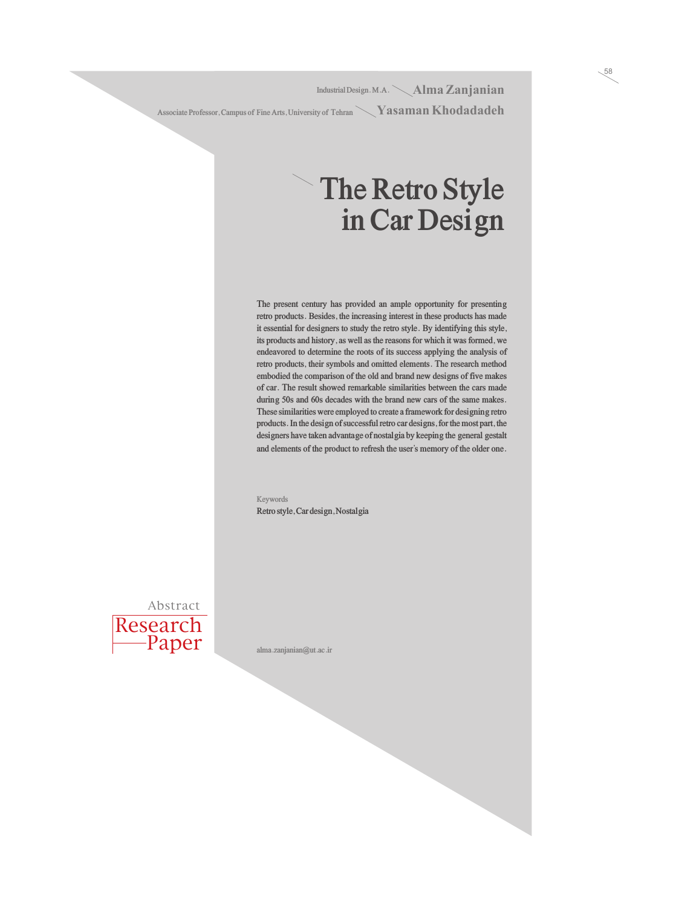Industrial Design. M.A. **Alma Zanjanian**

Associate Professor, Campus of Fine Arts, University of Tehran **Yasaman Khodadadeh**

# The Retro Style in Car Design

The present century has provided an ample opportunity for presenting retro products. Besides, the increasing interest in these products has made it essential for designers to study the retro style. By identifying this style, its products and history, as well as the reasons for which it was formed, we endeavored to determine the roots of its success applying the analysis of retro products, their symbols and omitted elements. The research method embodied the comparison of the old and brand new designs of five makes of car. The result showed remarkable similarities between the cars made during 50s and 60s decades with the brand new cars of the same makes. These similarities were employed to create a framework for designing retro products. In the design of successful retro car designs, for the most part, the designers have taken advantage of nostalgia by keeping the general gestalt and elements of the product to refresh the user's memory of the older one.

Keywords

Retro style, Car design, Nostalgia

Abstract

Research Paper

alma.zanjanian@ut.ac.ir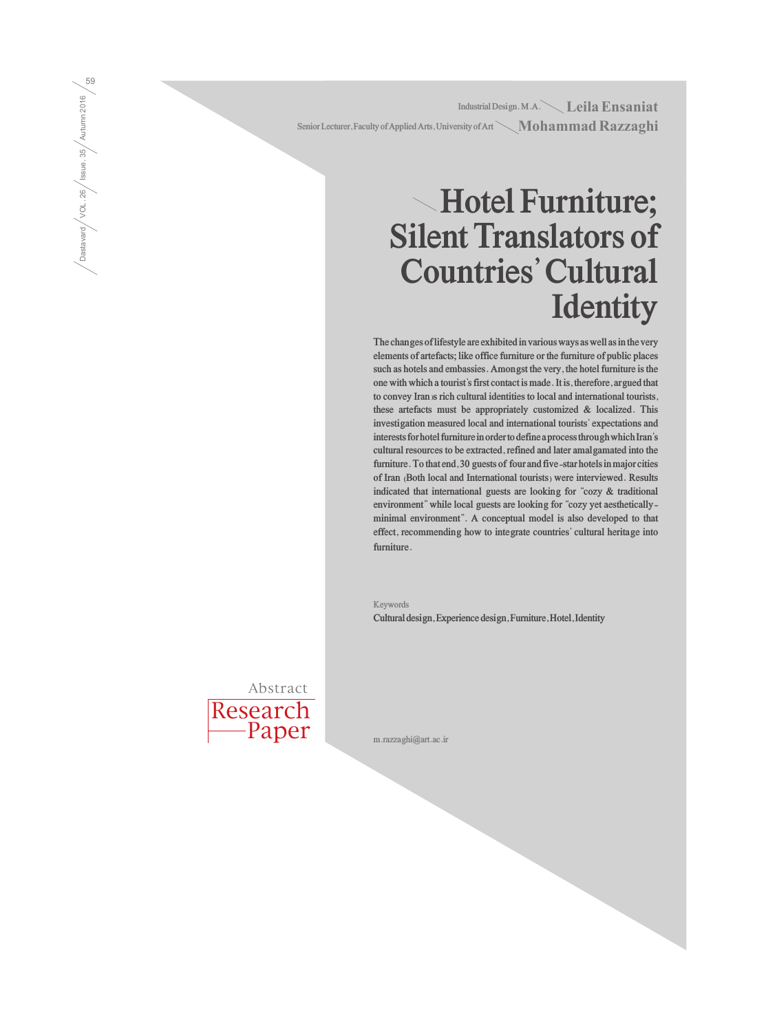Industrial Design, M.A. **Leila Ensaniat**

Senior Lecturer, Faculty of Applied Arts, University of Art **Mohammad Razzaghi**

# Hotel Furniture; Silent Translators of Countries' Cultural Identity

The changes of lifestyle are exhibited in various ways as well as in the very elements of artefacts; like office furniture or the furniture of public places such as hotels and embassies. Amongst the very, the hotel furniture is the one with which a tourist's first contact is made. It is, therefore, argued that to convey Iran's rich cultural identities to local and international tourists, these artefacts must be appropriately customized & localized. This investigation measured local and international tourists' expectations and interests for hotel furniture in order to define a process through which Iran's cultural resources to be extracted, refined and later amalgamated into the furniture. To that end, 30 guests of four and five-star hotels in major cities of Iran (Both local and International tourists) were interviewed. Results indicated that international guests are looking for "cozy & traditional environment" while local guests are looking for "cozy yet aesthetically-minimal environment". A conceptual model is also developed to that effect, recommending how to integrate countries' cultural heritage into furniture.

Keywords

Cultural design, Experience design, Furniture, Hotel, Identity

Abstract

Research Paper

m.razzaghi@art.ac.ir